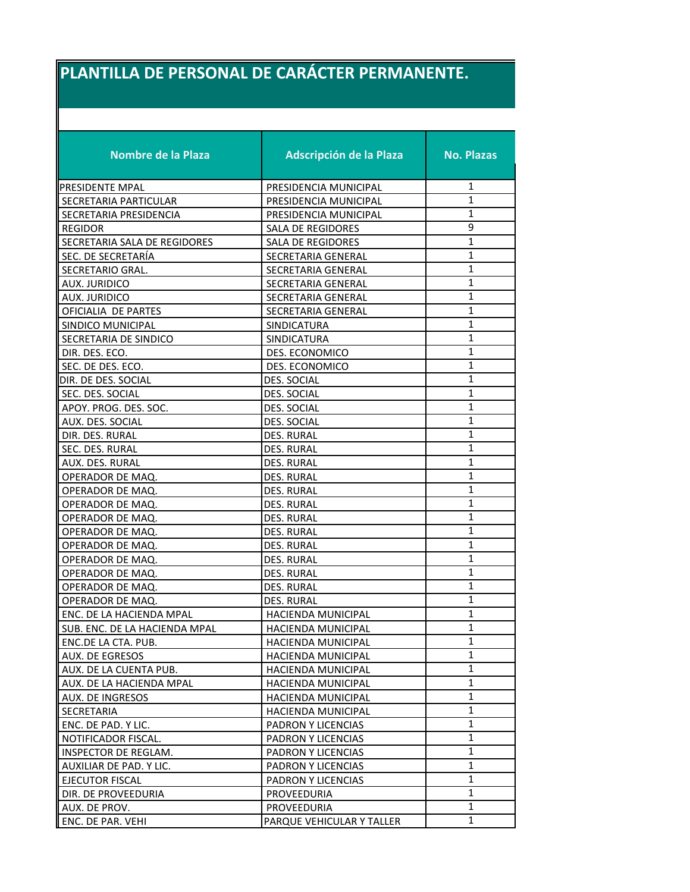# PLANTILLA DE PERSONAL DE CARÁCTER PERMANENTE.

| Nombre de la Plaza | Adscripción de la Plaza | No. Plazas |
|---|---|---|
| PRESIDENTE MPAL | PRESIDENCIA MUNICIPAL | 1 |
| SECRETARIA PARTICULAR | PRESIDENCIA MUNICIPAL | 1 |
| SECRETARIA PRESIDENCIA | PRESIDENCIA MUNICIPAL | 1 |
| REGIDOR | SALA DE REGIDORES | 9 |
| SECRETARIA SALA DE REGIDORES | SALA DE REGIDORES | 1 |
| SEC. DE SECRETARÍA | SECRETARIA GENERAL | 1 |
| SECRETARIO GRAL. | SECRETARIA GENERAL | 1 |
| AUX. JURIDICO | SECRETARIA GENERAL | 1 |
| AUX. JURIDICO | SECRETARIA GENERAL | 1 |
| OFICIALIA DE PARTES | SECRETARIA GENERAL | 1 |
| SINDICO MUNICIPAL | SINDICATURA | 1 |
| SECRETARIA DE SINDICO | SINDICATURA | 1 |
| DIR. DES. ECO. | DES. ECONOMICO | 1 |
| SEC. DE DES. ECO. | DES. ECONOMICO | 1 |
| DIR. DE DES. SOCIAL | DES. SOCIAL | 1 |
| SEC. DES. SOCIAL | DES. SOCIAL | 1 |
| APOY. PROG. DES. SOC. | DES. SOCIAL | 1 |
| AUX. DES. SOCIAL | DES. SOCIAL | 1 |
| DIR. DES. RURAL | DES. RURAL | 1 |
| SEC. DES. RURAL | DES. RURAL | 1 |
| AUX. DES. RURAL | DES. RURAL | 1 |
| OPERADOR DE MAQ. | DES. RURAL | 1 |
| OPERADOR DE MAQ. | DES. RURAL | 1 |
| OPERADOR DE MAQ. | DES. RURAL | 1 |
| OPERADOR DE MAQ. | DES. RURAL | 1 |
| OPERADOR DE MAQ. | DES. RURAL | 1 |
| OPERADOR DE MAQ. | DES. RURAL | 1 |
| OPERADOR DE MAQ. | DES. RURAL | 1 |
| OPERADOR DE MAQ. | DES. RURAL | 1 |
| OPERADOR DE MAQ. | DES. RURAL | 1 |
| OPERADOR DE MAQ. | DES. RURAL | 1 |
| ENC. DE LA HACIENDA MPAL | HACIENDA MUNICIPAL | 1 |
| SUB. ENC. DE LA HACIENDA MPAL | HACIENDA MUNICIPAL | 1 |
| ENC.DE LA CTA. PUB. | HACIENDA MUNICIPAL | 1 |
| AUX. DE EGRESOS | HACIENDA MUNICIPAL | 1 |
| AUX. DE LA CUENTA PUB. | HACIENDA MUNICIPAL | 1 |
| AUX. DE LA HACIENDA MPAL | HACIENDA MUNICIPAL | 1 |
| AUX. DE INGRESOS | HACIENDA MUNICIPAL | 1 |
| SECRETARIA | HACIENDA MUNICIPAL | 1 |
| ENC. DE PAD. Y LIC. | PADRON Y LICENCIAS | 1 |
| NOTIFICADOR FISCAL. | PADRON Y LICENCIAS | 1 |
| INSPECTOR DE REGLAM. | PADRON Y LICENCIAS | 1 |
| AUXILIAR DE PAD. Y LIC. | PADRON Y LICENCIAS | 1 |
| EJECUTOR FISCAL | PADRON Y LICENCIAS | 1 |
| DIR. DE PROVEEDURIA | PROVEEDURIA | 1 |
| AUX. DE PROV. | PROVEEDURIA | 1 |
| ENC. DE PAR. VEHI | PARQUE VEHICULAR Y TALLER | 1 |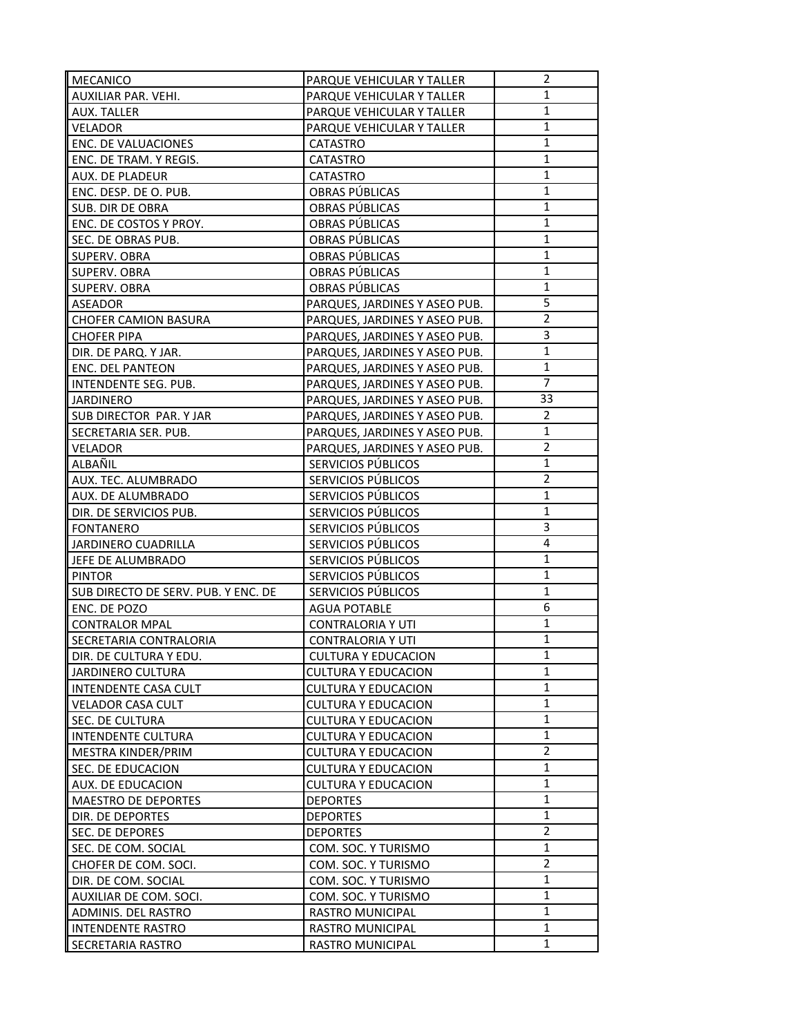| | | |
|---|---|---|
| MECANICO | PARQUE VEHICULAR Y TALLER | 2 |
| AUXILIAR PAR. VEHI. | PARQUE VEHICULAR Y TALLER | 1 |
| AUX. TALLER | PARQUE VEHICULAR Y TALLER | 1 |
| VELADOR | PARQUE VEHICULAR Y TALLER | 1 |
| ENC. DE VALUACIONES | CATASTRO | 1 |
| ENC. DE TRAM. Y REGIS. | CATASTRO | 1 |
| AUX. DE PLADEUR | CATASTRO | 1 |
| ENC. DESP. DE O. PUB. | OBRAS PÚBLICAS | 1 |
| SUB. DIR DE OBRA | OBRAS PÚBLICAS | 1 |
| ENC. DE COSTOS Y PROY. | OBRAS PÚBLICAS | 1 |
| SEC. DE OBRAS PUB. | OBRAS PÚBLICAS | 1 |
| SUPERV. OBRA | OBRAS PÚBLICAS | 1 |
| SUPERV. OBRA | OBRAS PÚBLICAS | 1 |
| SUPERV. OBRA | OBRAS PÚBLICAS | 1 |
| ASEADOR | PARQUES, JARDINES Y ASEO PUB. | 5 |
| CHOFER CAMION BASURA | PARQUES, JARDINES Y ASEO PUB. | 2 |
| CHOFER PIPA | PARQUES, JARDINES Y ASEO PUB. | 3 |
| DIR. DE PARQ. Y JAR. | PARQUES, JARDINES Y ASEO PUB. | 1 |
| ENC. DEL PANTEON | PARQUES, JARDINES Y ASEO PUB. | 1 |
| INTENDENTE SEG. PUB. | PARQUES, JARDINES Y ASEO PUB. | 7 |
| JARDINERO | PARQUES, JARDINES Y ASEO PUB. | 33 |
| SUB DIRECTOR PAR. Y JAR | PARQUES, JARDINES Y ASEO PUB. | 2 |
| SECRETARIA SER. PUB. | PARQUES, JARDINES Y ASEO PUB. | 1 |
| VELADOR | PARQUES, JARDINES Y ASEO PUB. | 2 |
| ALBAÑIL | SERVICIOS PÚBLICOS | 1 |
| AUX. TEC. ALUMBRADO | SERVICIOS PÚBLICOS | 2 |
| AUX. DE ALUMBRADO | SERVICIOS PÚBLICOS | 1 |
| DIR. DE SERVICIOS PUB. | SERVICIOS PÚBLICOS | 1 |
| FONTANERO | SERVICIOS PÚBLICOS | 3 |
| JARDINERO CUADRILLA | SERVICIOS PÚBLICOS | 4 |
| JEFE DE ALUMBRADO | SERVICIOS PÚBLICOS | 1 |
| PINTOR | SERVICIOS PÚBLICOS | 1 |
| SUB DIRECTO DE SERV. PUB. Y ENC. DE | SERVICIOS PÚBLICOS | 1 |
| ENC. DE POZO | AGUA POTABLE | 6 |
| CONTRALOR MPAL | CONTRALORIA Y UTI | 1 |
| SECRETARIA CONTRALORIA | CONTRALORIA Y UTI | 1 |
| DIR. DE CULTURA Y EDU. | CULTURA Y EDUCACION | 1 |
| JARDINERO CULTURA | CULTURA Y EDUCACION | 1 |
| INTENDENTE CASA CULT | CULTURA Y EDUCACION | 1 |
| VELADOR CASA CULT | CULTURA Y EDUCACION | 1 |
| SEC. DE CULTURA | CULTURA Y EDUCACION | 1 |
| INTENDENTE CULTURA | CULTURA Y EDUCACION | 1 |
| MESTRA KINDER/PRIM | CULTURA Y EDUCACION | 2 |
| SEC. DE EDUCACION | CULTURA Y EDUCACION | 1 |
| AUX. DE EDUCACION | CULTURA Y EDUCACION | 1 |
| MAESTRO DE DEPORTES | DEPORTES | 1 |
| DIR. DE DEPORTES | DEPORTES | 1 |
| SEC. DE DEPORES | DEPORTES | 2 |
| SEC. DE COM. SOCIAL | COM. SOC. Y TURISMO | 1 |
| CHOFER DE COM. SOCI. | COM. SOC. Y TURISMO | 2 |
| DIR. DE COM. SOCIAL | COM. SOC. Y TURISMO | 1 |
| AUXILIAR DE COM. SOCI. | COM. SOC. Y TURISMO | 1 |
| ADMINIS. DEL RASTRO | RASTRO MUNICIPAL | 1 |
| INTENDENTE RASTRO | RASTRO MUNICIPAL | 1 |
| SECRETARIA RASTRO | RASTRO MUNICIPAL | 1 |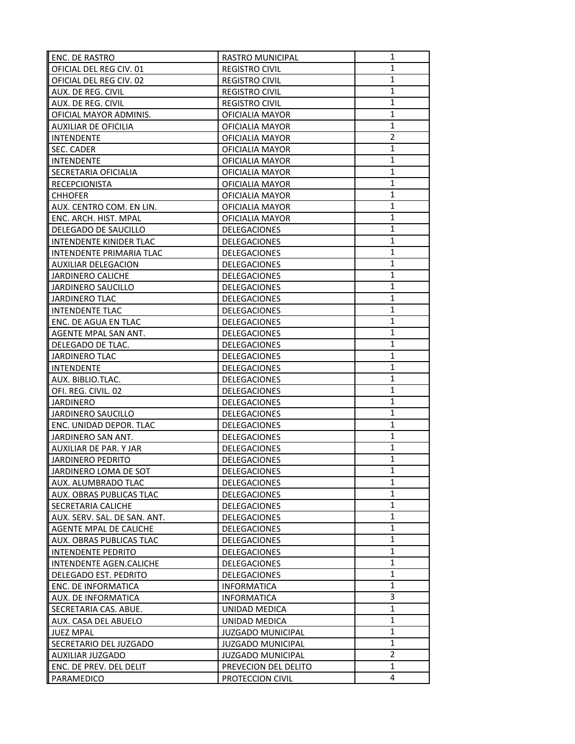| | | |
|---|---|---|
| ENC. DE RASTRO | RASTRO MUNICIPAL | 1 |
| OFICIAL DEL REG CIV. 01 | REGISTRO CIVIL | 1 |
| OFICIAL DEL REG CIV. 02 | REGISTRO CIVIL | 1 |
| AUX. DE REG. CIVIL | REGISTRO CIVIL | 1 |
| AUX. DE REG. CIVIL | REGISTRO CIVIL | 1 |
| OFICIAL MAYOR ADMINIS. | OFICIALIA MAYOR | 1 |
| AUXILIAR DE OFICILIA | OFICIALIA MAYOR | 1 |
| INTENDENTE | OFICIALIA MAYOR | 2 |
| SEC. CADER | OFICIALIA MAYOR | 1 |
| INTENDENTE | OFICIALIA MAYOR | 1 |
| SECRETARIA OFICIALIA | OFICIALIA MAYOR | 1 |
| RECEPCIONISTA | OFICIALIA MAYOR | 1 |
| CHHOFER | OFICIALIA MAYOR | 1 |
| AUX. CENTRO COM. EN LIN. | OFICIALIA MAYOR | 1 |
| ENC. ARCH. HIST. MPAL | OFICIALIA MAYOR | 1 |
| DELEGADO DE SAUCILLO | DELEGACIONES | 1 |
| INTENDENTE KINIDER TLAC | DELEGACIONES | 1 |
| INTENDENTE PRIMARIA TLAC | DELEGACIONES | 1 |
| AUXILIAR DELEGACION | DELEGACIONES | 1 |
| JARDINERO CALICHE | DELEGACIONES | 1 |
| JARDINERO SAUCILLO | DELEGACIONES | 1 |
| JARDINERO TLAC | DELEGACIONES | 1 |
| INTENDENTE TLAC | DELEGACIONES | 1 |
| ENC. DE AGUA EN TLAC | DELEGACIONES | 1 |
| AGENTE MPAL SAN ANT. | DELEGACIONES | 1 |
| DELEGADO DE TLAC. | DELEGACIONES | 1 |
| JARDINERO TLAC | DELEGACIONES | 1 |
| INTENDENTE | DELEGACIONES | 1 |
| AUX. BIBLIO.TLAC. | DELEGACIONES | 1 |
| OFI. REG. CIVIL. 02 | DELEGACIONES | 1 |
| JARDINERO | DELEGACIONES | 1 |
| JARDINERO SAUCILLO | DELEGACIONES | 1 |
| ENC. UNIDAD DEPOR. TLAC | DELEGACIONES | 1 |
| JARDINERO SAN ANT. | DELEGACIONES | 1 |
| AUXILIAR DE PAR. Y JAR | DELEGACIONES | 1 |
| JARDINERO PEDRITO | DELEGACIONES | 1 |
| JARDINERO LOMA DE SOT | DELEGACIONES | 1 |
| AUX. ALUMBRADO TLAC | DELEGACIONES | 1 |
| AUX. OBRAS PUBLICAS TLAC | DELEGACIONES | 1 |
| SECRETARIA CALICHE | DELEGACIONES | 1 |
| AUX. SERV. SAL. DE SAN. ANT. | DELEGACIONES | 1 |
| AGENTE MPAL DE CALICHE | DELEGACIONES | 1 |
| AUX. OBRAS PUBLICAS TLAC | DELEGACIONES | 1 |
| INTENDENTE PEDRITO | DELEGACIONES | 1 |
| INTENDENTE AGEN.CALICHE | DELEGACIONES | 1 |
| DELEGADO EST. PEDRITO | DELEGACIONES | 1 |
| ENC. DE INFORMATICA | INFORMATICA | 1 |
| AUX. DE INFORMATICA | INFORMATICA | 3 |
| SECRETARIA CAS. ABUE. | UNIDAD MEDICA | 1 |
| AUX. CASA DEL ABUELO | UNIDAD MEDICA | 1 |
| JUEZ MPAL | JUZGADO MUNICIPAL | 1 |
| SECRETARIO DEL JUZGADO | JUZGADO MUNICIPAL | 1 |
| AUXILIAR JUZGADO | JUZGADO MUNICIPAL | 2 |
| ENC. DE PREV. DEL DELIT | PREVECION DEL DELITO | 1 |
| PARAMEDICO | PROTECCION CIVIL | 4 |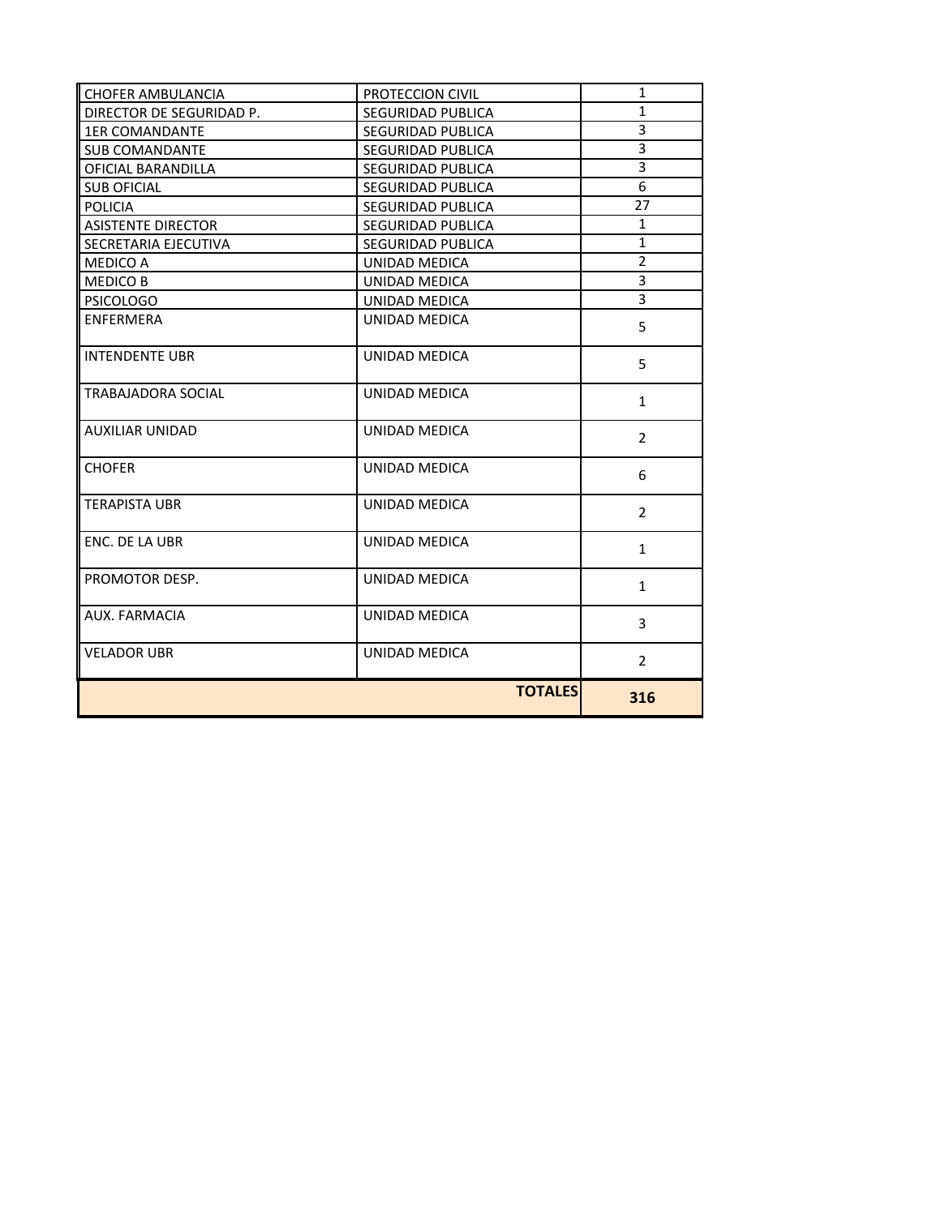| | | |
|---|---|---|
| CHOFER AMBULANCIA | PROTECCION CIVIL | 1 |
| DIRECTOR DE SEGURIDAD P. | SEGURIDAD PUBLICA | 1 |
| 1ER COMANDANTE | SEGURIDAD PUBLICA | 3 |
| SUB COMANDANTE | SEGURIDAD PUBLICA | 3 |
| OFICIAL BARANDILLA | SEGURIDAD PUBLICA | 3 |
| SUB OFICIAL | SEGURIDAD PUBLICA | 6 |
| POLICIA | SEGURIDAD PUBLICA | 27 |
| ASISTENTE DIRECTOR | SEGURIDAD PUBLICA | 1 |
| SECRETARIA EJECUTIVA | SEGURIDAD PUBLICA | 1 |
| MEDICO A | UNIDAD MEDICA | 2 |
| MEDICO B | UNIDAD MEDICA | 3 |
| PSICOLOGO | UNIDAD MEDICA | 3 |
| ENFERMERA | UNIDAD MEDICA | 5 |
| INTENDENTE UBR | UNIDAD MEDICA | 5 |
| TRABAJADORA SOCIAL | UNIDAD MEDICA | 1 |
| AUXILIAR UNIDAD | UNIDAD MEDICA | 2 |
| CHOFER | UNIDAD MEDICA | 6 |
| TERAPISTA UBR | UNIDAD MEDICA | 2 |
| ENC. DE LA UBR | UNIDAD MEDICA | 1 |
| PROMOTOR DESP. | UNIDAD MEDICA | 1 |
| AUX. FARMACIA | UNIDAD MEDICA | 3 |
| VELADOR UBR | UNIDAD MEDICA | 2 |
| | **TOTALES** | **316** |